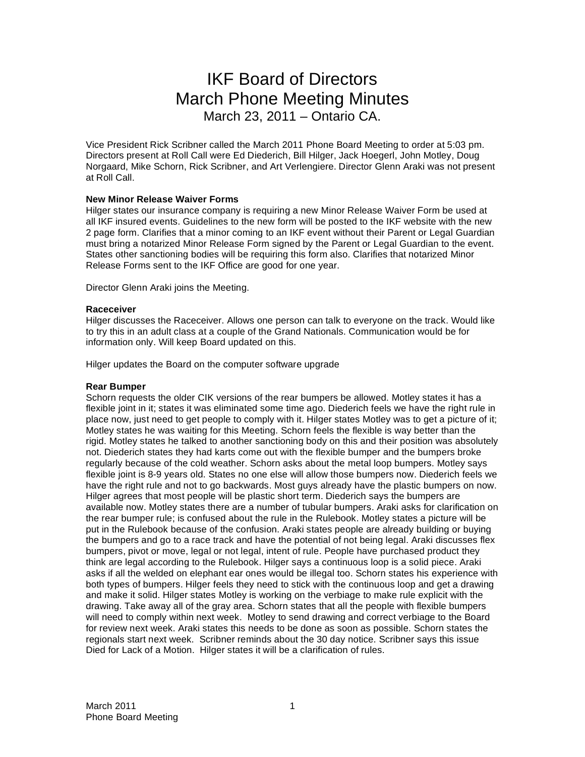# IKF Board of Directors
# March Phone Meeting Minutes
## March 23, 2011 – Ontario CA.

Vice President Rick Scribner called the March 2011 Phone Board Meeting to order at 5:03 pm. Directors present at Roll Call were Ed Diederich, Bill Hilger, Jack Hoegerl, John Motley, Doug Norgaard, Mike Schorn, Rick Scribner, and Art Verlengiere. Director Glenn Araki was not present at Roll Call.

**New Minor Release Waiver Forms**
Hilger states our insurance company is requiring a new Minor Release Waiver Form be used at all IKF insured events. Guidelines to the new form will be posted to the IKF website with the new 2 page form. Clarifies that a minor coming to an IKF event without their Parent or Legal Guardian must bring a notarized Minor Release Form signed by the Parent or Legal Guardian to the event. States other sanctioning bodies will be requiring this form also. Clarifies that notarized Minor Release Forms sent to the IKF Office are good for one year.

Director Glenn Araki joins the Meeting.

**Raceceiver**
Hilger discusses the Raceceiver. Allows one person can talk to everyone on the track. Would like to try this in an adult class at a couple of the Grand Nationals. Communication would be for information only. Will keep Board updated on this.

Hilger updates the Board on the computer software upgrade

**Rear Bumper**
Schorn requests the older CIK versions of the rear bumpers be allowed. Motley states it has a flexible joint in it; states it was eliminated some time ago. Diederich feels we have the right rule in place now, just need to get people to comply with it. Hilger states Motley was to get a picture of it; Motley states he was waiting for this Meeting. Schorn feels the flexible is way better than the rigid. Motley states he talked to another sanctioning body on this and their position was absolutely not. Diederich states they had karts come out with the flexible bumper and the bumpers broke regularly because of the cold weather. Schorn asks about the metal loop bumpers. Motley says flexible joint is 8-9 years old. States no one else will allow those bumpers now. Diederich feels we have the right rule and not to go backwards. Most guys already have the plastic bumpers on now. Hilger agrees that most people will be plastic short term. Diederich says the bumpers are available now. Motley states there are a number of tubular bumpers. Araki asks for clarification on the rear bumper rule; is confused about the rule in the Rulebook. Motley states a picture will be put in the Rulebook because of the confusion. Araki states people are already building or buying the bumpers and go to a race track and have the potential of not being legal. Araki discusses flex bumpers, pivot or move, legal or not legal, intent of rule. People have purchased product they think are legal according to the Rulebook. Hilger says a continuous loop is a solid piece. Araki asks if all the welded on elephant ear ones would be illegal too. Schorn states his experience with both types of bumpers. Hilger feels they need to stick with the continuous loop and get a drawing and make it solid. Hilger states Motley is working on the verbiage to make rule explicit with the drawing. Take away all of the gray area. Schorn states that all the people with flexible bumpers will need to comply within next week. Motley to send drawing and correct verbiage to the Board for review next week. Araki states this needs to be done as soon as possible. Schorn states the regionals start next week. Scribner reminds about the 30 day notice. Scribner says this issue Died for Lack of a Motion. Hilger states it will be a clarification of rules.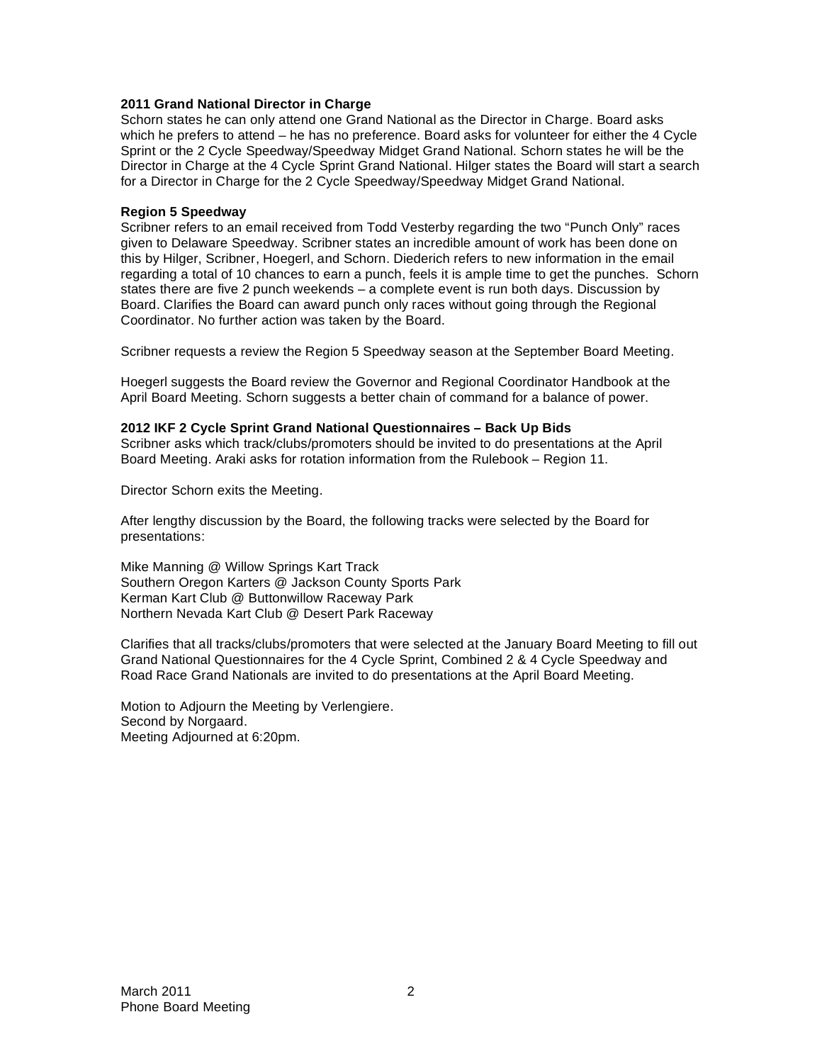**2011 Grand National Director in Charge**
Schorn states he can only attend one Grand National as the Director in Charge. Board asks which he prefers to attend – he has no preference. Board asks for volunteer for either the 4 Cycle Sprint or the 2 Cycle Speedway/Speedway Midget Grand National. Schorn states he will be the Director in Charge at the 4 Cycle Sprint Grand National. Hilger states the Board will start a search for a Director in Charge for the 2 Cycle Speedway/Speedway Midget Grand National.

**Region 5 Speedway**
Scribner refers to an email received from Todd Vesterby regarding the two "Punch Only" races given to Delaware Speedway. Scribner states an incredible amount of work has been done on this by Hilger, Scribner, Hoegerl, and Schorn. Diederich refers to new information in the email regarding a total of 10 chances to earn a punch, feels it is ample time to get the punches. Schorn states there are five 2 punch weekends – a complete event is run both days. Discussion by Board. Clarifies the Board can award punch only races without going through the Regional Coordinator. No further action was taken by the Board.

Scribner requests a review the Region 5 Speedway season at the September Board Meeting.

Hoegerl suggests the Board review the Governor and Regional Coordinator Handbook at the April Board Meeting. Schorn suggests a better chain of command for a balance of power.

**2012 IKF 2 Cycle Sprint Grand National Questionnaires – Back Up Bids**
Scribner asks which track/clubs/promoters should be invited to do presentations at the April Board Meeting. Araki asks for rotation information from the Rulebook – Region 11.

Director Schorn exits the Meeting.

After lengthy discussion by the Board, the following tracks were selected by the Board for presentations:

Mike Manning @ Willow Springs Kart Track
Southern Oregon Karters @ Jackson County Sports Park
Kerman Kart Club @ Buttonwillow Raceway Park
Northern Nevada Kart Club @ Desert Park Raceway

Clarifies that all tracks/clubs/promoters that were selected at the January Board Meeting to fill out Grand National Questionnaires for the 4 Cycle Sprint, Combined 2 & 4 Cycle Speedway and Road Race Grand Nationals are invited to do presentations at the April Board Meeting.

Motion to Adjourn the Meeting by Verlengiere.
Second by Norgaard.
Meeting Adjourned at 6:20pm.